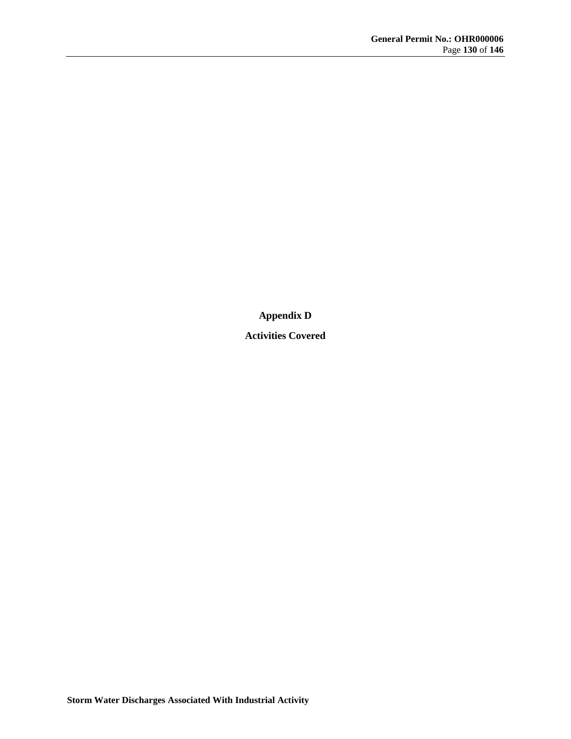# Appendix D

## Activities Covered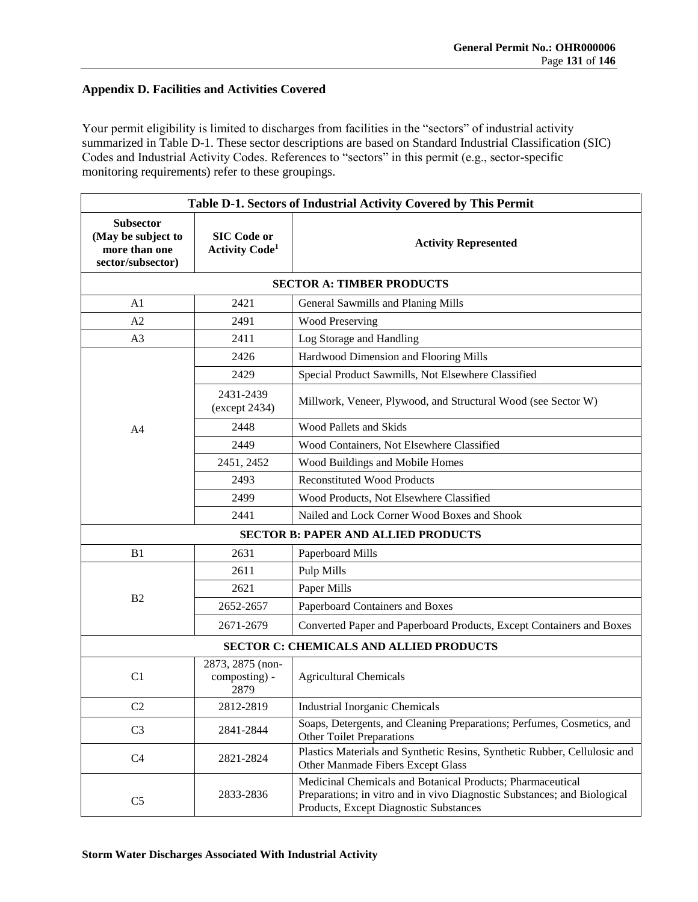## Appendix D. Facilities and Activities Covered

Your permit eligibility is limited to discharges from facilities in the "sectors" of industrial activity summarized in Table D-1. These sector descriptions are based on Standard Industrial Classification (SIC) Codes and Industrial Activity Codes. References to "sectors" in this permit (e.g., sector-specific monitoring requirements) refer to these groupings.

**Table D-1. Sectors of Industrial Activity Covered by This Permit**

| Subsector (May be subject to more than one sector/subsector) | SIC Code or Activity Code[1] | Activity Represented |
|---|---|---|
| **SECTOR A: TIMBER PRODUCTS** | | |
| A1 | 2421 | General Sawmills and Planing Mills |
| A2 | 2491 | Wood Preserving |
| A3 | 2411 | Log Storage and Handling |
| A4 | 2426 | Hardwood Dimension and Flooring Mills |
| | 2429 | Special Product Sawmills, Not Elsewhere Classified |
| | 2431-2439 (except 2434) | Millwork, Veneer, Plywood, and Structural Wood (see Sector W) |
| | 2448 | Wood Pallets and Skids |
| | 2449 | Wood Containers, Not Elsewhere Classified |
| | 2451, 2452 | Wood Buildings and Mobile Homes |
| | 2493 | Reconstituted Wood Products |
| | 2499 | Wood Products, Not Elsewhere Classified |
| | 2441 | Nailed and Lock Corner Wood Boxes and Shook |
| **SECTOR B: PAPER AND ALLIED PRODUCTS** | | |
| B1 | 2631 | Paperboard Mills |
| B2 | 2611 | Pulp Mills |
| | 2621 | Paper Mills |
| | 2652-2657 | Paperboard Containers and Boxes |
| | 2671-2679 | Converted Paper and Paperboard Products, Except Containers and Boxes |
| **SECTOR C: CHEMICALS AND ALLIED PRODUCTS** | | |
| C1 | 2873, 2875 (non-composting) - 2879 | Agricultural Chemicals |
| C2 | 2812-2819 | Industrial Inorganic Chemicals |
| C3 | 2841-2844 | Soaps, Detergents, and Cleaning Preparations; Perfumes, Cosmetics, and Other Toilet Preparations |
| C4 | 2821-2824 | Plastics Materials and Synthetic Resins, Synthetic Rubber, Cellulosic and Other Manmade Fibers Except Glass |
| C5 | 2833-2836 | Medicinal Chemicals and Botanical Products; Pharmaceutical Preparations; in vitro and in vivo Diagnostic Substances; and Biological Products, Except Diagnostic Substances |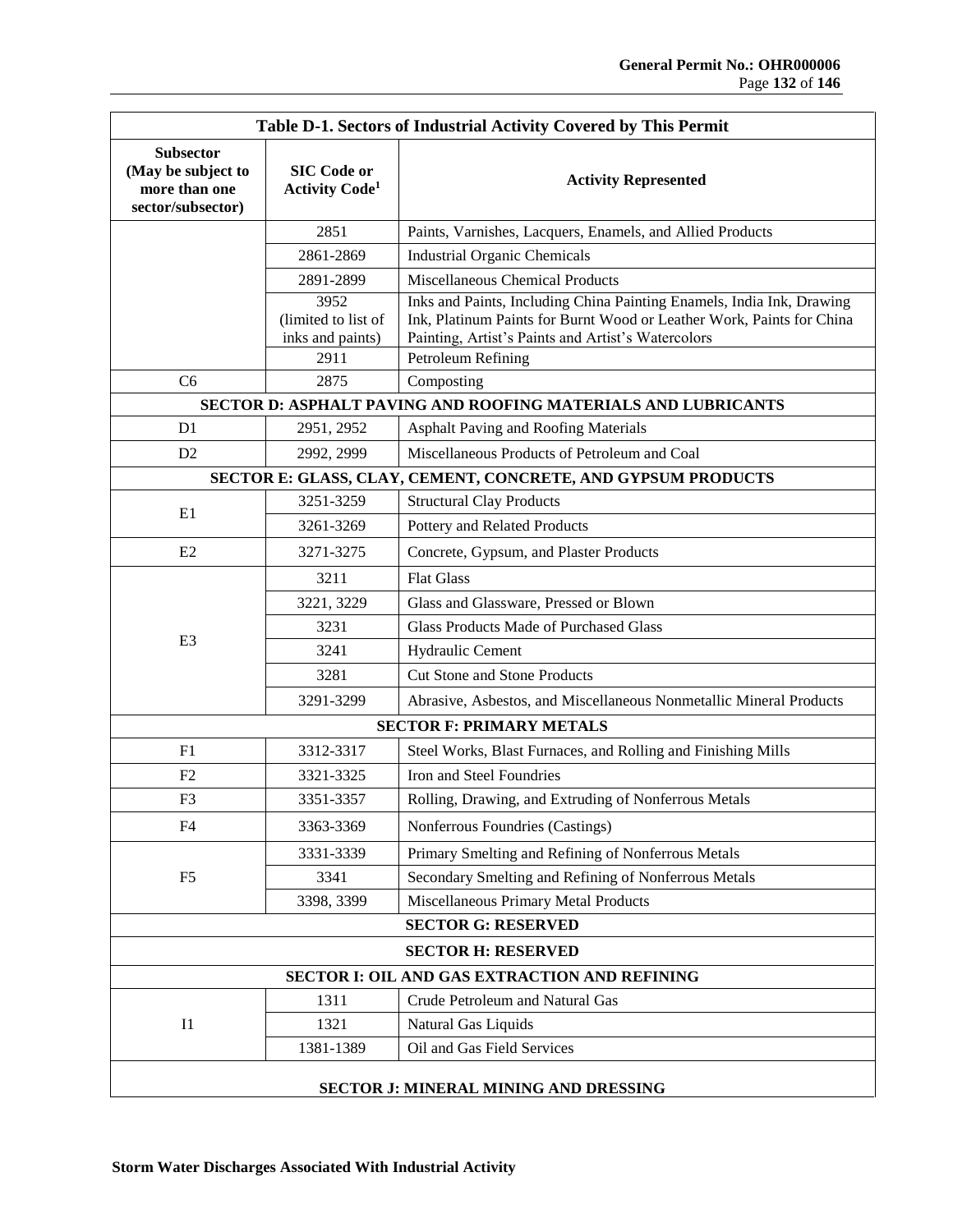| Table D-1. Sectors of Industrial Activity Covered by This Permit | | |
|---|---|---|
| **Subsector (May be subject to more than one sector/subsector)** | **SIC Code or Activity Code[1]** | **Activity Represented** |
| | 2851 | Paints, Varnishes, Lacquers, Enamels, and Allied Products |
| | 2861-2869 | Industrial Organic Chemicals |
| | 2891-2899 | Miscellaneous Chemical Products |
| | 3952 (limited to list of inks and paints) | Inks and Paints, Including China Painting Enamels, India Ink, Drawing Ink, Platinum Paints for Burnt Wood or Leather Work, Paints for China Painting, Artist's Paints and Artist's Watercolors |
| | 2911 | Petroleum Refining |
| C6 | 2875 | Composting |
| **SECTOR D: ASPHALT PAVING AND ROOFING MATERIALS AND LUBRICANTS** | | |
| D1 | 2951, 2952 | Asphalt Paving and Roofing Materials |
| D2 | 2992, 2999 | Miscellaneous Products of Petroleum and Coal |
| **SECTOR E: GLASS, CLAY, CEMENT, CONCRETE, AND GYPSUM PRODUCTS** | | |
| E1 | 3251-3259 | Structural Clay Products |
| | 3261-3269 | Pottery and Related Products |
| E2 | 3271-3275 | Concrete, Gypsum, and Plaster Products |
| E3 | 3211 | Flat Glass |
| | 3221, 3229 | Glass and Glassware, Pressed or Blown |
| | 3231 | Glass Products Made of Purchased Glass |
| | 3241 | Hydraulic Cement |
| | 3281 | Cut Stone and Stone Products |
| | 3291-3299 | Abrasive, Asbestos, and Miscellaneous Nonmetallic Mineral Products |
| **SECTOR F: PRIMARY METALS** | | |
| F1 | 3312-3317 | Steel Works, Blast Furnaces, and Rolling and Finishing Mills |
| F2 | 3321-3325 | Iron and Steel Foundries |
| F3 | 3351-3357 | Rolling, Drawing, and Extruding of Nonferrous Metals |
| F4 | 3363-3369 | Nonferrous Foundries (Castings) |
| F5 | 3331-3339 | Primary Smelting and Refining of Nonferrous Metals |
| | 3341 | Secondary Smelting and Refining of Nonferrous Metals |
| | 3398, 3399 | Miscellaneous Primary Metal Products |
| **SECTOR G: RESERVED** | | |
| **SECTOR H: RESERVED** | | |
| **SECTOR I: OIL AND GAS EXTRACTION AND REFINING** | | |
| I1 | 1311 | Crude Petroleum and Natural Gas |
| | 1321 | Natural Gas Liquids |
| | 1381-1389 | Oil and Gas Field Services |
| **SECTOR J: MINERAL MINING AND DRESSING** | | |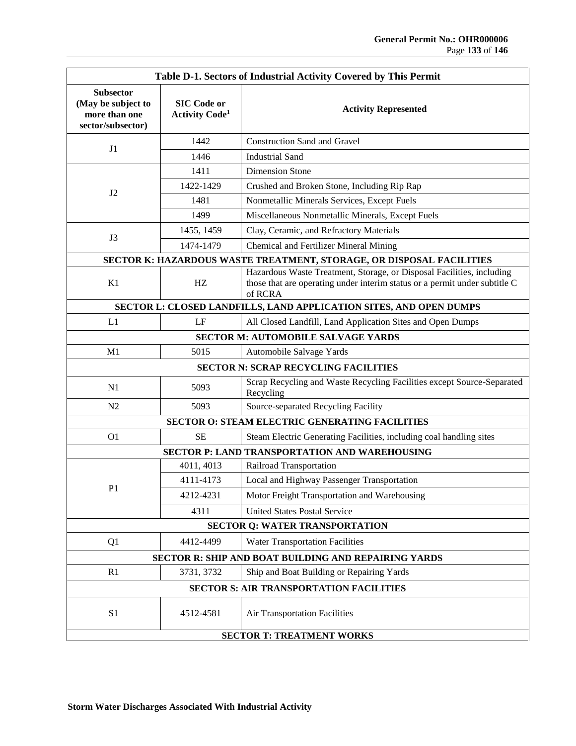| Table D-1. Sectors of Industrial Activity Covered by This Permit | | |
|---|---|---|
| **Subsector (May be subject to more than one sector/subsector)** | **SIC Code or Activity Code[1]** | **Activity Represented** |
| J1 | 1442 | Construction Sand and Gravel |
| | 1446 | Industrial Sand |
| J2 | 1411 | Dimension Stone |
| | 1422-1429 | Crushed and Broken Stone, Including Rip Rap |
| | 1481 | Nonmetallic Minerals Services, Except Fuels |
| | 1499 | Miscellaneous Nonmetallic Minerals, Except Fuels |
| J3 | 1455, 1459 | Clay, Ceramic, and Refractory Materials |
| | 1474-1479 | Chemical and Fertilizer Mineral Mining |
| **SECTOR K: HAZARDOUS WASTE TREATMENT, STORAGE, OR DISPOSAL FACILITIES** | | |
| K1 | HZ | Hazardous Waste Treatment, Storage, or Disposal Facilities, including those that are operating under interim status or a permit under subtitle C of RCRA |
| **SECTOR L: CLOSED LANDFILLS, LAND APPLICATION SITES, AND OPEN DUMPS** | | |
| L1 | LF | All Closed Landfill, Land Application Sites and Open Dumps |
| **SECTOR M: AUTOMOBILE SALVAGE YARDS** | | |
| M1 | 5015 | Automobile Salvage Yards |
| **SECTOR N: SCRAP RECYCLING FACILITIES** | | |
| N1 | 5093 | Scrap Recycling and Waste Recycling Facilities except Source-Separated Recycling |
| N2 | 5093 | Source-separated Recycling Facility |
| **SECTOR O: STEAM ELECTRIC GENERATING FACILITIES** | | |
| O1 | SE | Steam Electric Generating Facilities, including coal handling sites |
| **SECTOR P: LAND TRANSPORTATION AND WAREHOUSING** | | |
| P1 | 4011, 4013 | Railroad Transportation |
| | 4111-4173 | Local and Highway Passenger Transportation |
| | 4212-4231 | Motor Freight Transportation and Warehousing |
| | 4311 | United States Postal Service |
| **SECTOR Q: WATER TRANSPORTATION** | | |
| Q1 | 4412-4499 | Water Transportation Facilities |
| **SECTOR R: SHIP AND BOAT BUILDING AND REPAIRING YARDS** | | |
| R1 | 3731, 3732 | Ship and Boat Building or Repairing Yards |
| **SECTOR S: AIR TRANSPORTATION FACILITIES** | | |
| S1 | 4512-4581 | Air Transportation Facilities |
| **SECTOR T: TREATMENT WORKS** | | |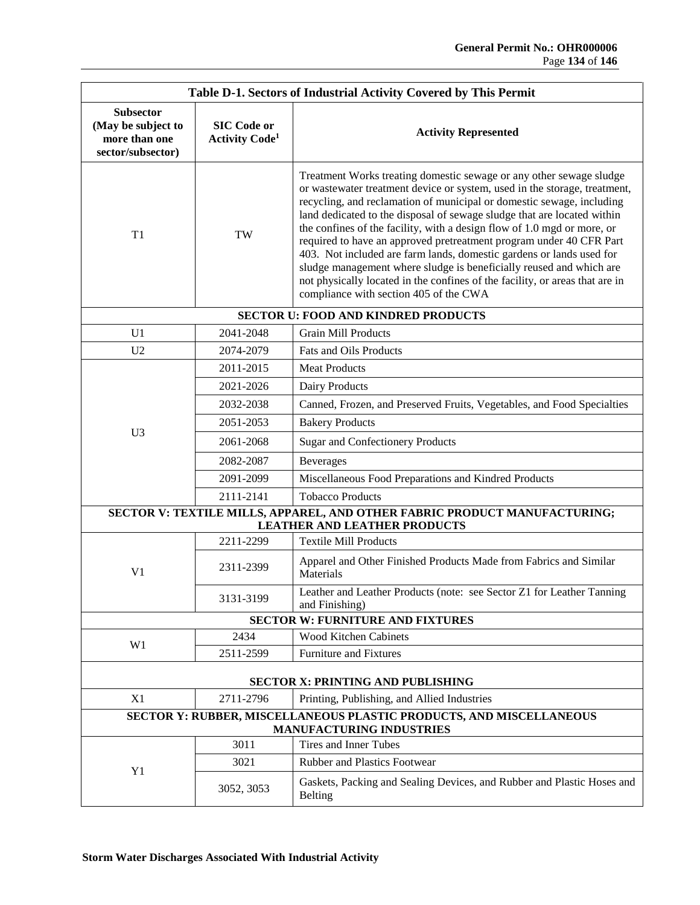| Table D-1. Sectors of Industrial Activity Covered by This Permit | | |
|---|---|---|
| **Subsector (May be subject to more than one sector/subsector)** | **SIC Code or Activity Code[1]** | **Activity Represented** |
| T1 | TW | Treatment Works treating domestic sewage or any other sewage sludge or wastewater treatment device or system, used in the storage, treatment, recycling, and reclamation of municipal or domestic sewage, including land dedicated to the disposal of sewage sludge that are located within the confines of the facility, with a design flow of 1.0 mgd or more, or required to have an approved pretreatment program under 40 CFR Part 403. Not included are farm lands, domestic gardens or lands used for sludge management where sludge is beneficially reused and which are not physically located in the confines of the facility, or areas that are in compliance with section 405 of the CWA |
| **SECTOR U: FOOD AND KINDRED PRODUCTS** | | |
| U1 | 2041-2048 | Grain Mill Products |
| U2 | 2074-2079 | Fats and Oils Products |
| U3 | 2011-2015 | Meat Products |
| | 2021-2026 | Dairy Products |
| | 2032-2038 | Canned, Frozen, and Preserved Fruits, Vegetables, and Food Specialties |
| | 2051-2053 | Bakery Products |
| | 2061-2068 | Sugar and Confectionery Products |
| | 2082-2087 | Beverages |
| | 2091-2099 | Miscellaneous Food Preparations and Kindred Products |
| | 2111-2141 | Tobacco Products |
| **SECTOR V: TEXTILE MILLS, APPAREL, AND OTHER FABRIC PRODUCT MANUFACTURING; LEATHER AND LEATHER PRODUCTS** | | |
| V1 | 2211-2299 | Textile Mill Products |
| | 2311-2399 | Apparel and Other Finished Products Made from Fabrics and Similar Materials |
| | 3131-3199 | Leather and Leather Products (note: see Sector Z1 for Leather Tanning and Finishing) |
| **SECTOR W: FURNITURE AND FIXTURES** | | |
| W1 | 2434 | Wood Kitchen Cabinets |
| | 2511-2599 | Furniture and Fixtures |
| **SECTOR X: PRINTING AND PUBLISHING** | | |
| X1 | 2711-2796 | Printing, Publishing, and Allied Industries |
| **SECTOR Y: RUBBER, MISCELLANEOUS PLASTIC PRODUCTS, AND MISCELLANEOUS MANUFACTURING INDUSTRIES** | | |
| Y1 | 3011 | Tires and Inner Tubes |
| | 3021 | Rubber and Plastics Footwear |
| | 3052, 3053 | Gaskets, Packing and Sealing Devices, and Rubber and Plastic Hoses and Belting |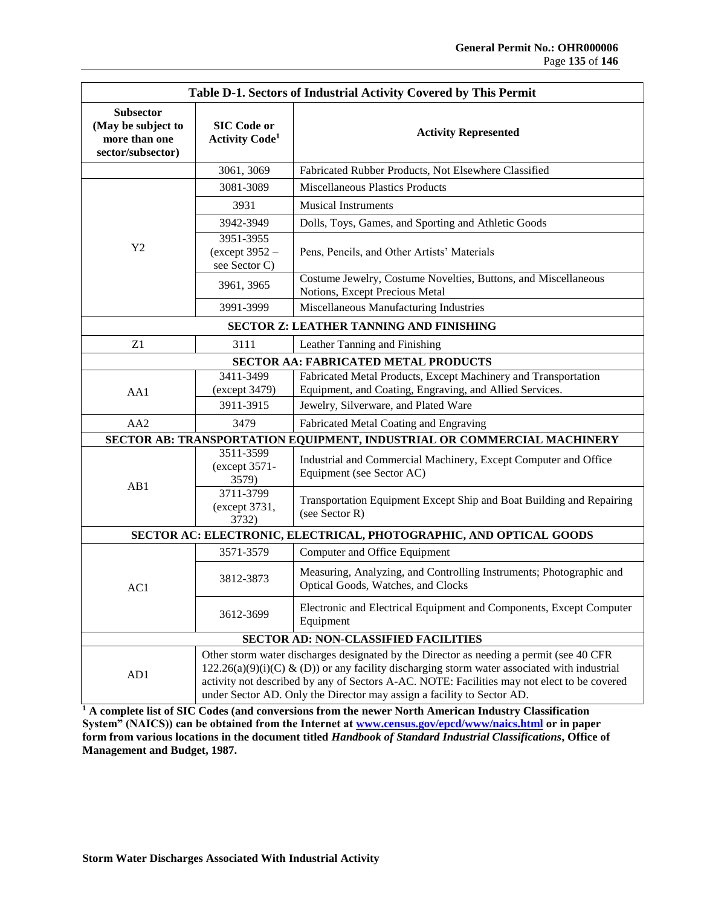| Table D-1. Sectors of Industrial Activity Covered by This Permit | | |
|---|---|---|
| **Subsector (May be subject to more than one sector/subsector)** | **SIC Code or Activity Code[1]** | **Activity Represented** |
| | 3061, 3069 | Fabricated Rubber Products, Not Elsewhere Classified |
| Y2 | 3081-3089 | Miscellaneous Plastics Products |
| | 3931 | Musical Instruments |
| | 3942-3949 | Dolls, Toys, Games, and Sporting and Athletic Goods |
| | 3951-3955 (except 3952 – see Sector C) | Pens, Pencils, and Other Artists' Materials |
| | 3961, 3965 | Costume Jewelry, Costume Novelties, Buttons, and Miscellaneous Notions, Except Precious Metal |
| | 3991-3999 | Miscellaneous Manufacturing Industries |
| **SECTOR Z: LEATHER TANNING AND FINISHING** | | |
| Z1 | 3111 | Leather Tanning and Finishing |
| **SECTOR AA: FABRICATED METAL PRODUCTS** | | |
| AA1 | 3411-3499 (except 3479) | Fabricated Metal Products, Except Machinery and Transportation Equipment, and Coating, Engraving, and Allied Services. |
| | 3911-3915 | Jewelry, Silverware, and Plated Ware |
| AA2 | 3479 | Fabricated Metal Coating and Engraving |
| **SECTOR AB: TRANSPORTATION EQUIPMENT, INDUSTRIAL OR COMMERCIAL MACHINERY** | | |
| AB1 | 3511-3599 (except 3571-3579) | Industrial and Commercial Machinery, Except Computer and Office Equipment (see Sector AC) |
| | 3711-3799 (except 3731, 3732) | Transportation Equipment Except Ship and Boat Building and Repairing (see Sector R) |
| **SECTOR AC: ELECTRONIC, ELECTRICAL, PHOTOGRAPHIC, AND OPTICAL GOODS** | | |
| AC1 | 3571-3579 | Computer and Office Equipment |
| | 3812-3873 | Measuring, Analyzing, and Controlling Instruments; Photographic and Optical Goods, Watches, and Clocks |
| | 3612-3699 | Electronic and Electrical Equipment and Components, Except Computer Equipment |
| **SECTOR AD: NON-CLASSIFIED FACILITIES** | | |
| AD1 | Other storm water discharges designated by the Director as needing a permit (see 40 CFR 122.26(a)(9)(i)(C) & (D)) or any facility discharging storm water associated with industrial activity not described by any of Sectors A-AC. NOTE: Facilities may not elect to be covered under Sector AD. Only the Director may assign a facility to Sector AD. | |

**[1] A complete list of SIC Codes (and conversions from the newer North American Industry Classification System" (NAICS)) can be obtained from the Internet at [www.census.gov/epcd/www/naics.html](www.census.gov/epcd/www/naics.html) or in paper form from various locations in the document titled *Handbook of Standard Industrial Classifications*, Office of Management and Budget, 1987.**